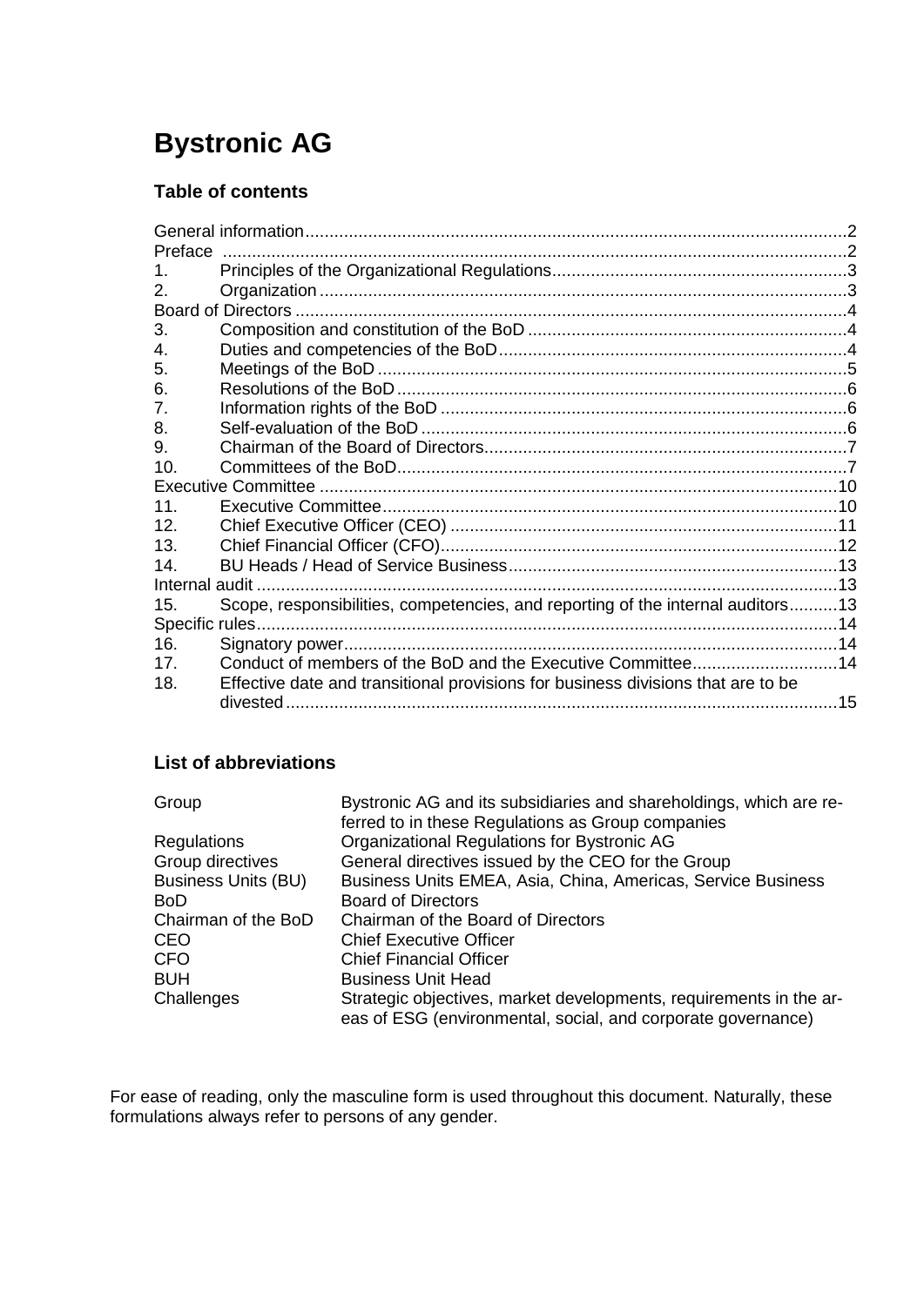# Bystronic AG

## Table of contents

| | | |
|---|---|---|
| General information | | 2 |
| Preface | | 2 |
| 1. | Principles of the Organizational Regulations | 3 |
| 2. | Organization | 3 |
| Board of Directors | | 4 |
| 3. | Composition and constitution of the BoD | 4 |
| 4. | Duties and competencies of the BoD | 4 |
| 5. | Meetings of the BoD | 5 |
| 6. | Resolutions of the BoD | 6 |
| 7. | Information rights of the BoD | 6 |
| 8. | Self-evaluation of the BoD | 6 |
| 9. | Chairman of the Board of Directors | 7 |
| 10. | Committees of the BoD | 7 |
| Executive Committee | | 10 |
| 11. | Executive Committee | 10 |
| 12. | Chief Executive Officer (CEO) | 11 |
| 13. | Chief Financial Officer (CFO) | 12 |
| 14. | BU Heads / Head of Service Business | 13 |
| Internal audit | | 13 |
| 15. | Scope, responsibilities, competencies, and reporting of the internal auditors | 13 |
| Specific rules | | 14 |
| 16. | Signatory power | 14 |
| 17. | Conduct of members of the BoD and the Executive Committee | 14 |
| 18. | Effective date and transitional provisions for business divisions that are to be divested | 15 |

## List of abbreviations

| | |
|---|---|
| Group | Bystronic AG and its subsidiaries and shareholdings, which are referred to in these Regulations as Group companies |
| Regulations | Organizational Regulations for Bystronic AG |
| Group directives | General directives issued by the CEO for the Group |
| Business Units (BU) | Business Units EMEA, Asia, China, Americas, Service Business |
| BoD | Board of Directors |
| Chairman of the BoD | Chairman of the Board of Directors |
| CEO | Chief Executive Officer |
| CFO | Chief Financial Officer |
| BUH | Business Unit Head |
| Challenges | Strategic objectives, market developments, requirements in the areas of ESG (environmental, social, and corporate governance) |

For ease of reading, only the masculine form is used throughout this document. Naturally, these formulations always refer to persons of any gender.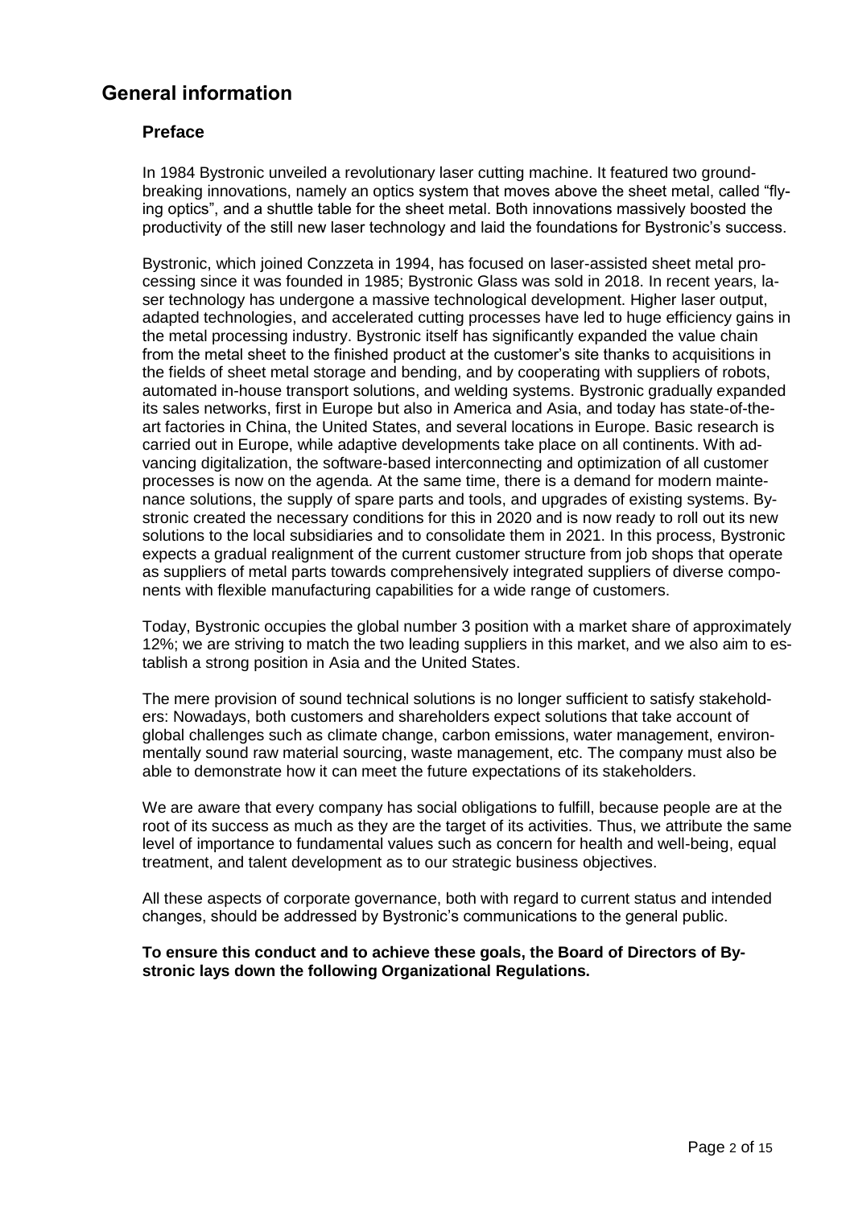# General information

## Preface

In 1984 Bystronic unveiled a revolutionary laser cutting machine. It featured two groundbreaking innovations, namely an optics system that moves above the sheet metal, called "flying optics", and a shuttle table for the sheet metal. Both innovations massively boosted the productivity of the still new laser technology and laid the foundations for Bystronic's success.

Bystronic, which joined Conzzeta in 1994, has focused on laser-assisted sheet metal processing since it was founded in 1985; Bystronic Glass was sold in 2018. In recent years, laser technology has undergone a massive technological development. Higher laser output, adapted technologies, and accelerated cutting processes have led to huge efficiency gains in the metal processing industry. Bystronic itself has significantly expanded the value chain from the metal sheet to the finished product at the customer's site thanks to acquisitions in the fields of sheet metal storage and bending, and by cooperating with suppliers of robots, automated in-house transport solutions, and welding systems. Bystronic gradually expanded its sales networks, first in Europe but also in America and Asia, and today has state-of-the-art factories in China, the United States, and several locations in Europe. Basic research is carried out in Europe, while adaptive developments take place on all continents. With advancing digitalization, the software-based interconnecting and optimization of all customer processes is now on the agenda. At the same time, there is a demand for modern maintenance solutions, the supply of spare parts and tools, and upgrades of existing systems. Bystronic created the necessary conditions for this in 2020 and is now ready to roll out its new solutions to the local subsidiaries and to consolidate them in 2021. In this process, Bystronic expects a gradual realignment of the current customer structure from job shops that operate as suppliers of metal parts towards comprehensively integrated suppliers of diverse components with flexible manufacturing capabilities for a wide range of customers.

Today, Bystronic occupies the global number 3 position with a market share of approximately 12%; we are striving to match the two leading suppliers in this market, and we also aim to establish a strong position in Asia and the United States.

The mere provision of sound technical solutions is no longer sufficient to satisfy stakeholders: Nowadays, both customers and shareholders expect solutions that take account of global challenges such as climate change, carbon emissions, water management, environmentally sound raw material sourcing, waste management, etc. The company must also be able to demonstrate how it can meet the future expectations of its stakeholders.

We are aware that every company has social obligations to fulfill, because people are at the root of its success as much as they are the target of its activities. Thus, we attribute the same level of importance to fundamental values such as concern for health and well-being, equal treatment, and talent development as to our strategic business objectives.

All these aspects of corporate governance, both with regard to current status and intended changes, should be addressed by Bystronic's communications to the general public.

**To ensure this conduct and to achieve these goals, the Board of Directors of Bystronic lays down the following Organizational Regulations.**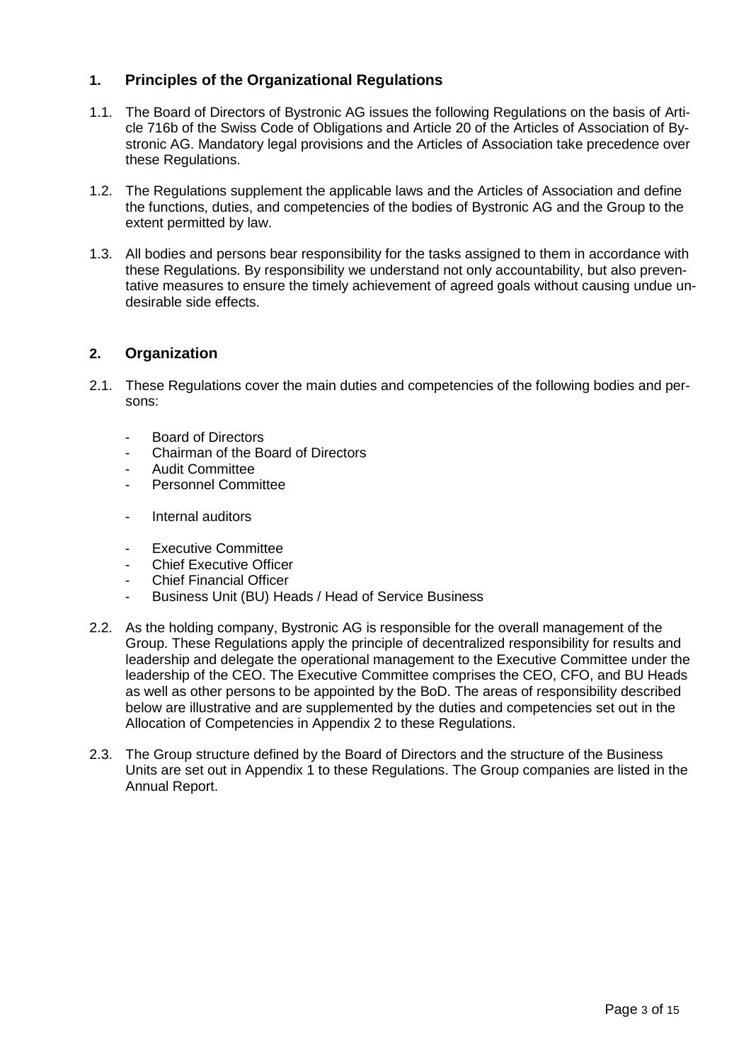## 1. Principles of the Organizational Regulations

1.1. The Board of Directors of Bystronic AG issues the following Regulations on the basis of Article 716b of the Swiss Code of Obligations and Article 20 of the Articles of Association of Bystronic AG. Mandatory legal provisions and the Articles of Association take precedence over these Regulations.

1.2. The Regulations supplement the applicable laws and the Articles of Association and define the functions, duties, and competencies of the bodies of Bystronic AG and the Group to the extent permitted by law.

1.3. All bodies and persons bear responsibility for the tasks assigned to them in accordance with these Regulations. By responsibility we understand not only accountability, but also preventative measures to ensure the timely achievement of agreed goals without causing undue undesirable side effects.

## 2. Organization

2.1. These Regulations cover the main duties and competencies of the following bodies and persons:

- Board of Directors
- Chairman of the Board of Directors
- Audit Committee
- Personnel Committee

- Internal auditors

- Executive Committee
- Chief Executive Officer
- Chief Financial Officer
- Business Unit (BU) Heads / Head of Service Business

2.2. As the holding company, Bystronic AG is responsible for the overall management of the Group. These Regulations apply the principle of decentralized responsibility for results and leadership and delegate the operational management to the Executive Committee under the leadership of the CEO. The Executive Committee comprises the CEO, CFO, and BU Heads as well as other persons to be appointed by the BoD. The areas of responsibility described below are illustrative and are supplemented by the duties and competencies set out in the Allocation of Competencies in Appendix 2 to these Regulations.

2.3. The Group structure defined by the Board of Directors and the structure of the Business Units are set out in Appendix 1 to these Regulations. The Group companies are listed in the Annual Report.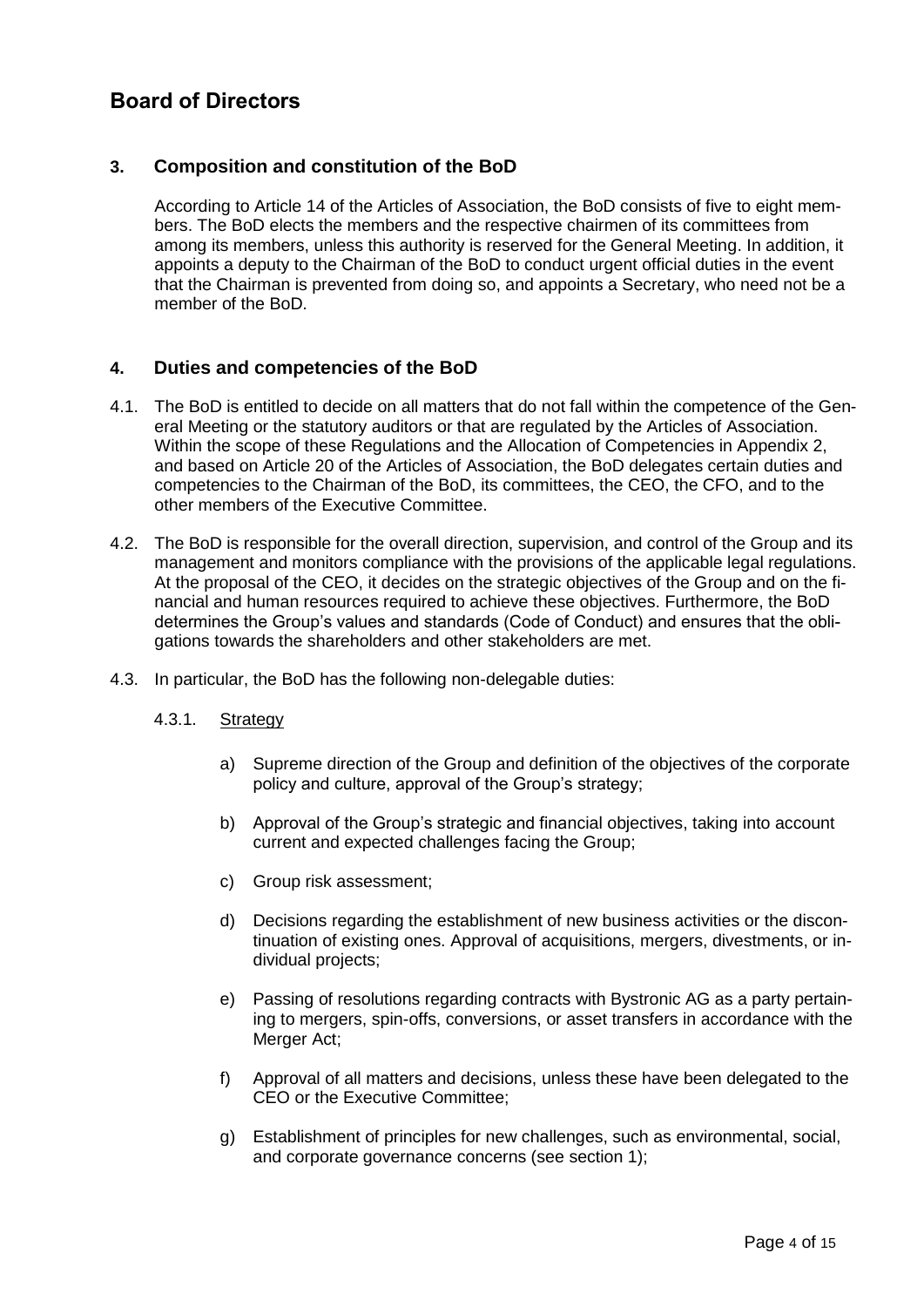# Board of Directors

## 3. Composition and constitution of the BoD

According to Article 14 of the Articles of Association, the BoD consists of five to eight members. The BoD elects the members and the respective chairmen of its committees from among its members, unless this authority is reserved for the General Meeting. In addition, it appoints a deputy to the Chairman of the BoD to conduct urgent official duties in the event that the Chairman is prevented from doing so, and appoints a Secretary, who need not be a member of the BoD.

## 4. Duties and competencies of the BoD

4.1. The BoD is entitled to decide on all matters that do not fall within the competence of the General Meeting or the statutory auditors or that are regulated by the Articles of Association. Within the scope of these Regulations and the Allocation of Competencies in Appendix 2, and based on Article 20 of the Articles of Association, the BoD delegates certain duties and competencies to the Chairman of the BoD, its committees, the CEO, the CFO, and to the other members of the Executive Committee.

4.2. The BoD is responsible for the overall direction, supervision, and control of the Group and its management and monitors compliance with the provisions of the applicable legal regulations. At the proposal of the CEO, it decides on the strategic objectives of the Group and on the financial and human resources required to achieve these objectives. Furthermore, the BoD determines the Group's values and standards (Code of Conduct) and ensures that the obligations towards the shareholders and other stakeholders are met.

4.3. In particular, the BoD has the following non-delegable duties:

4.3.1. Strategy

a) Supreme direction of the Group and definition of the objectives of the corporate policy and culture, approval of the Group's strategy;

b) Approval of the Group's strategic and financial objectives, taking into account current and expected challenges facing the Group;

c) Group risk assessment;

d) Decisions regarding the establishment of new business activities or the discontinuation of existing ones. Approval of acquisitions, mergers, divestments, or individual projects;

e) Passing of resolutions regarding contracts with Bystronic AG as a party pertaining to mergers, spin-offs, conversions, or asset transfers in accordance with the Merger Act;

f) Approval of all matters and decisions, unless these have been delegated to the CEO or the Executive Committee;

g) Establishment of principles for new challenges, such as environmental, social, and corporate governance concerns (see section 1);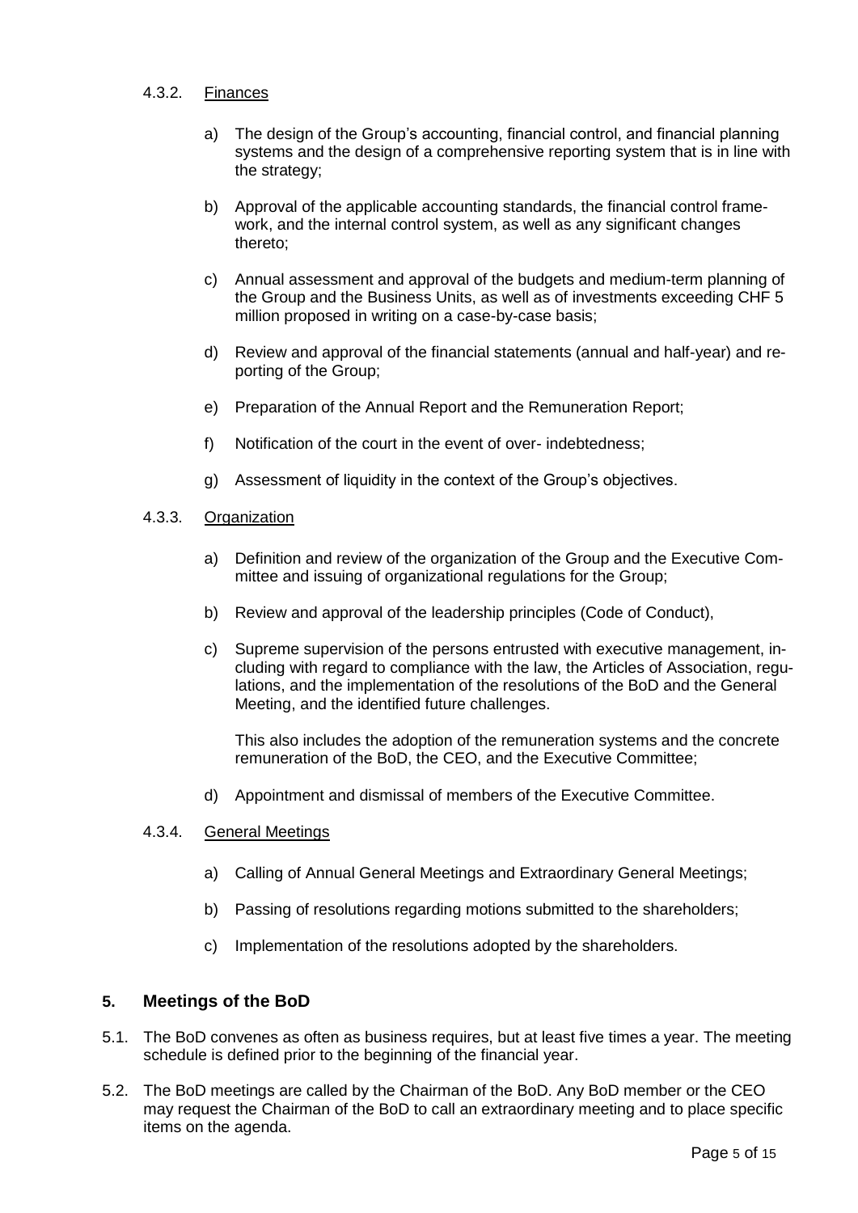#### 4.3.2. Finances

a) The design of the Group's accounting, financial control, and financial planning systems and the design of a comprehensive reporting system that is in line with the strategy;

b) Approval of the applicable accounting standards, the financial control framework, and the internal control system, as well as any significant changes thereto;

c) Annual assessment and approval of the budgets and medium-term planning of the Group and the Business Units, as well as of investments exceeding CHF 5 million proposed in writing on a case-by-case basis;

d) Review and approval of the financial statements (annual and half-year) and reporting of the Group;

e) Preparation of the Annual Report and the Remuneration Report;

f) Notification of the court in the event of over- indebtedness;

g) Assessment of liquidity in the context of the Group's objectives.

#### 4.3.3. Organization

a) Definition and review of the organization of the Group and the Executive Committee and issuing of organizational regulations for the Group;

b) Review and approval of the leadership principles (Code of Conduct),

c) Supreme supervision of the persons entrusted with executive management, including with regard to compliance with the law, the Articles of Association, regulations, and the implementation of the resolutions of the BoD and the General Meeting, and the identified future challenges.

   This also includes the adoption of the remuneration systems and the concrete remuneration of the BoD, the CEO, and the Executive Committee;

d) Appointment and dismissal of members of the Executive Committee.

#### 4.3.4. General Meetings

a) Calling of Annual General Meetings and Extraordinary General Meetings;

b) Passing of resolutions regarding motions submitted to the shareholders;

c) Implementation of the resolutions adopted by the shareholders.

## 5. Meetings of the BoD

5.1. The BoD convenes as often as business requires, but at least five times a year. The meeting schedule is defined prior to the beginning of the financial year.

5.2. The BoD meetings are called by the Chairman of the BoD. Any BoD member or the CEO may request the Chairman of the BoD to call an extraordinary meeting and to place specific items on the agenda.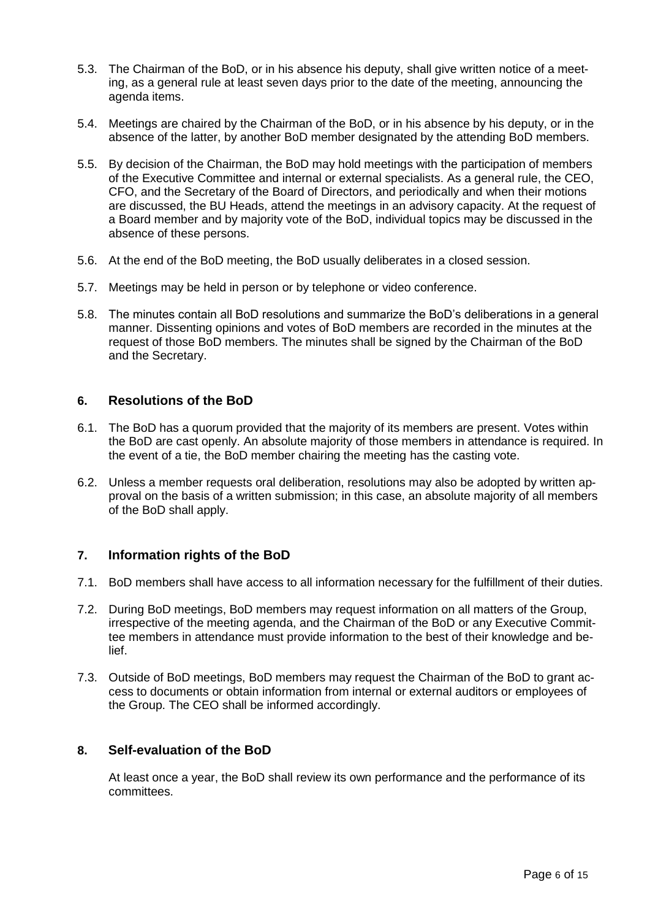5.3. The Chairman of the BoD, or in his absence his deputy, shall give written notice of a meeting, as a general rule at least seven days prior to the date of the meeting, announcing the agenda items.

5.4. Meetings are chaired by the Chairman of the BoD, or in his absence by his deputy, or in the absence of the latter, by another BoD member designated by the attending BoD members.

5.5. By decision of the Chairman, the BoD may hold meetings with the participation of members of the Executive Committee and internal or external specialists. As a general rule, the CEO, CFO, and the Secretary of the Board of Directors, and periodically and when their motions are discussed, the BU Heads, attend the meetings in an advisory capacity. At the request of a Board member and by majority vote of the BoD, individual topics may be discussed in the absence of these persons.

5.6. At the end of the BoD meeting, the BoD usually deliberates in a closed session.

5.7. Meetings may be held in person or by telephone or video conference.

5.8. The minutes contain all BoD resolutions and summarize the BoD's deliberations in a general manner. Dissenting opinions and votes of BoD members are recorded in the minutes at the request of those BoD members. The minutes shall be signed by the Chairman of the BoD and the Secretary.

## 6. Resolutions of the BoD

6.1. The BoD has a quorum provided that the majority of its members are present. Votes within the BoD are cast openly. An absolute majority of those members in attendance is required. In the event of a tie, the BoD member chairing the meeting has the casting vote.

6.2. Unless a member requests oral deliberation, resolutions may also be adopted by written approval on the basis of a written submission; in this case, an absolute majority of all members of the BoD shall apply.

## 7. Information rights of the BoD

7.1. BoD members shall have access to all information necessary for the fulfillment of their duties.

7.2. During BoD meetings, BoD members may request information on all matters of the Group, irrespective of the meeting agenda, and the Chairman of the BoD or any Executive Committee members in attendance must provide information to the best of their knowledge and belief.

7.3. Outside of BoD meetings, BoD members may request the Chairman of the BoD to grant access to documents or obtain information from internal or external auditors or employees of the Group. The CEO shall be informed accordingly.

## 8. Self-evaluation of the BoD

At least once a year, the BoD shall review its own performance and the performance of its committees.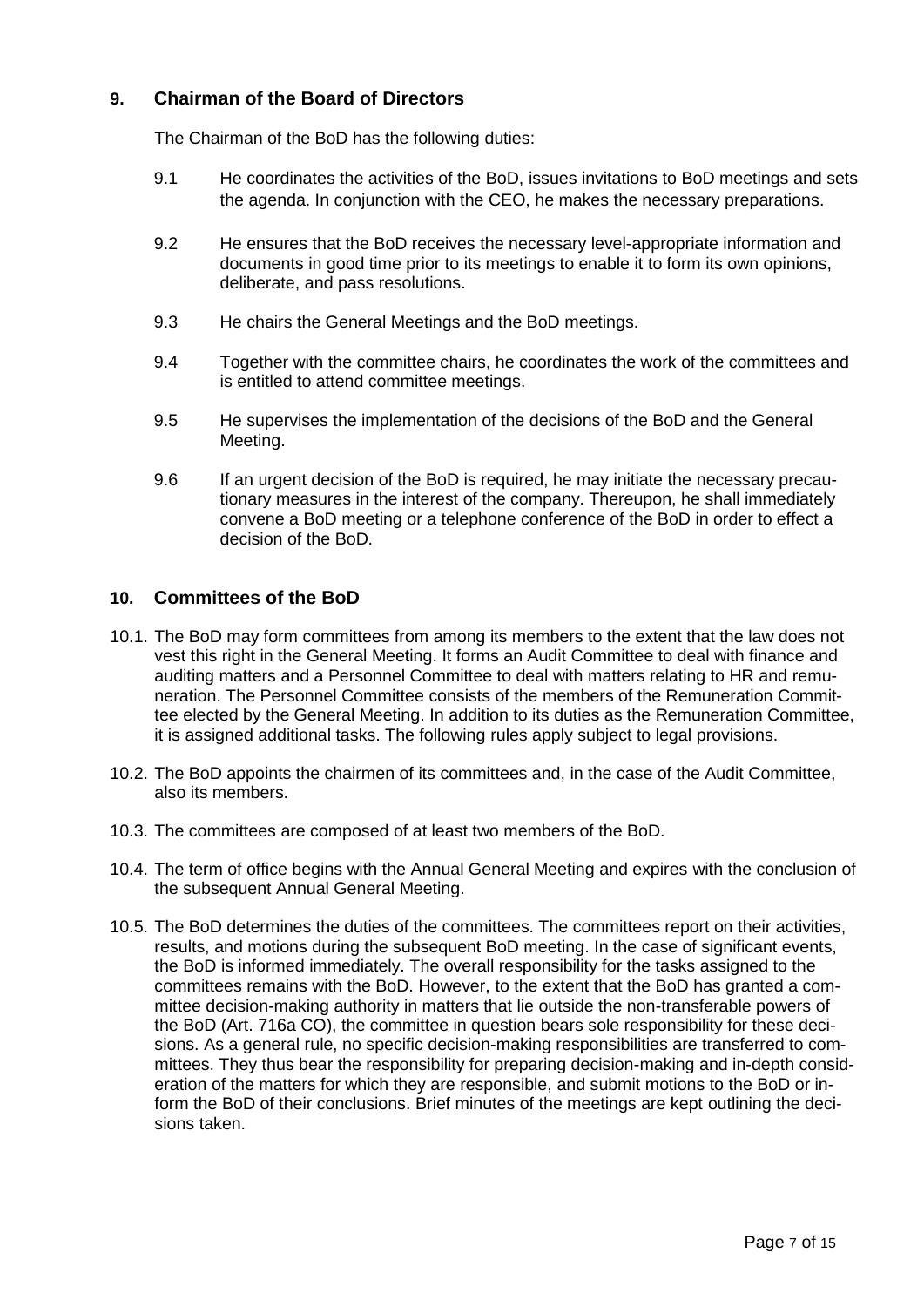## 9. Chairman of the Board of Directors

The Chairman of the BoD has the following duties:

9.1 He coordinates the activities of the BoD, issues invitations to BoD meetings and sets the agenda. In conjunction with the CEO, he makes the necessary preparations.

9.2 He ensures that the BoD receives the necessary level-appropriate information and documents in good time prior to its meetings to enable it to form its own opinions, deliberate, and pass resolutions.

9.3 He chairs the General Meetings and the BoD meetings.

9.4 Together with the committee chairs, he coordinates the work of the committees and is entitled to attend committee meetings.

9.5 He supervises the implementation of the decisions of the BoD and the General Meeting.

9.6 If an urgent decision of the BoD is required, he may initiate the necessary precautionary measures in the interest of the company. Thereupon, he shall immediately convene a BoD meeting or a telephone conference of the BoD in order to effect a decision of the BoD.

## 10. Committees of the BoD

10.1. The BoD may form committees from among its members to the extent that the law does not vest this right in the General Meeting. It forms an Audit Committee to deal with finance and auditing matters and a Personnel Committee to deal with matters relating to HR and remuneration. The Personnel Committee consists of the members of the Remuneration Committee elected by the General Meeting. In addition to its duties as the Remuneration Committee, it is assigned additional tasks. The following rules apply subject to legal provisions.

10.2. The BoD appoints the chairmen of its committees and, in the case of the Audit Committee, also its members.

10.3. The committees are composed of at least two members of the BoD.

10.4. The term of office begins with the Annual General Meeting and expires with the conclusion of the subsequent Annual General Meeting.

10.5. The BoD determines the duties of the committees. The committees report on their activities, results, and motions during the subsequent BoD meeting. In the case of significant events, the BoD is informed immediately. The overall responsibility for the tasks assigned to the committees remains with the BoD. However, to the extent that the BoD has granted a committee decision-making authority in matters that lie outside the non-transferable powers of the BoD (Art. 716a CO), the committee in question bears sole responsibility for these decisions. As a general rule, no specific decision-making responsibilities are transferred to committees. They thus bear the responsibility for preparing decision-making and in-depth consideration of the matters for which they are responsible, and submit motions to the BoD or inform the BoD of their conclusions. Brief minutes of the meetings are kept outlining the decisions taken.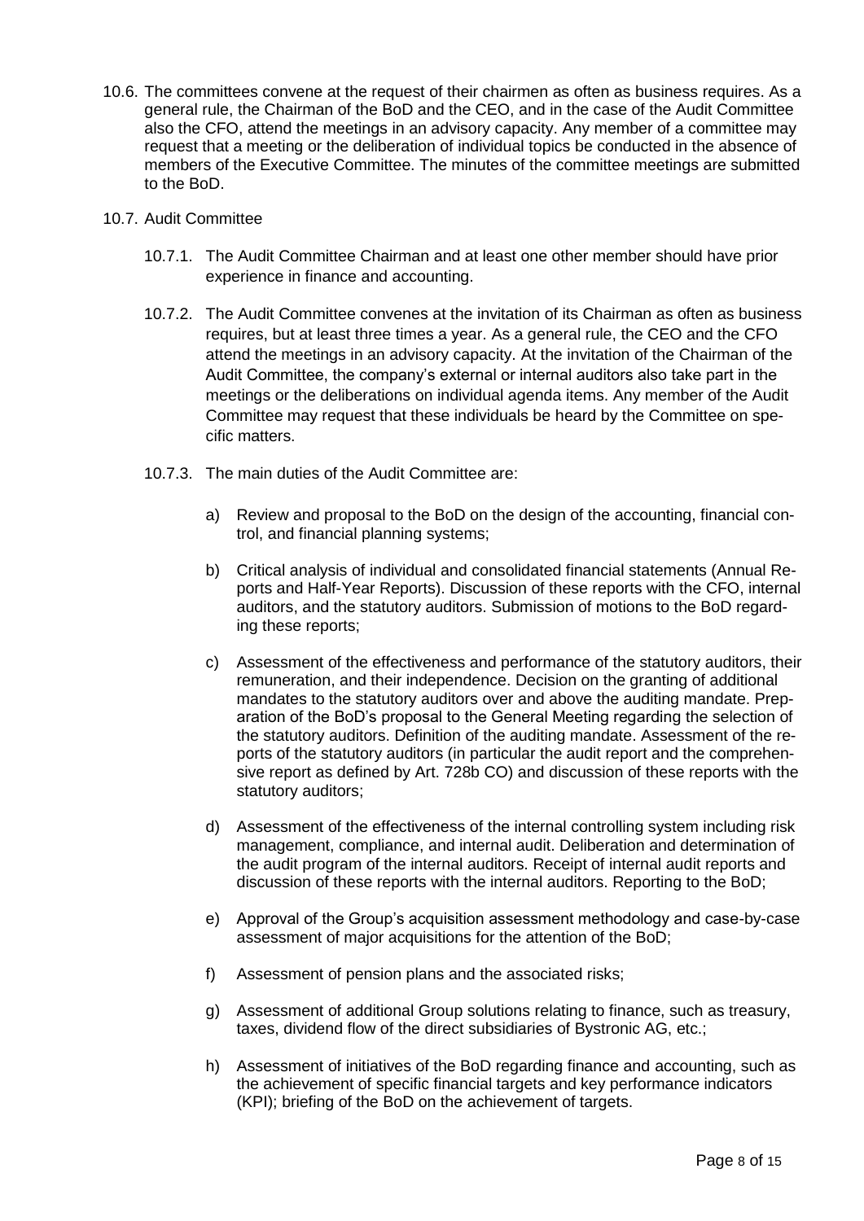10.6. The committees convene at the request of their chairmen as often as business requires. As a general rule, the Chairman of the BoD and the CEO, and in the case of the Audit Committee also the CFO, attend the meetings in an advisory capacity. Any member of a committee may request that a meeting or the deliberation of individual topics be conducted in the absence of members of the Executive Committee. The minutes of the committee meetings are submitted to the BoD.

10.7. Audit Committee

10.7.1. The Audit Committee Chairman and at least one other member should have prior experience in finance and accounting.

10.7.2. The Audit Committee convenes at the invitation of its Chairman as often as business requires, but at least three times a year. As a general rule, the CEO and the CFO attend the meetings in an advisory capacity. At the invitation of the Chairman of the Audit Committee, the company's external or internal auditors also take part in the meetings or the deliberations on individual agenda items. Any member of the Audit Committee may request that these individuals be heard by the Committee on specific matters.

10.7.3. The main duties of the Audit Committee are:

a) Review and proposal to the BoD on the design of the accounting, financial control, and financial planning systems;

b) Critical analysis of individual and consolidated financial statements (Annual Reports and Half-Year Reports). Discussion of these reports with the CFO, internal auditors, and the statutory auditors. Submission of motions to the BoD regarding these reports;

c) Assessment of the effectiveness and performance of the statutory auditors, their remuneration, and their independence. Decision on the granting of additional mandates to the statutory auditors over and above the auditing mandate. Preparation of the BoD's proposal to the General Meeting regarding the selection of the statutory auditors. Definition of the auditing mandate. Assessment of the reports of the statutory auditors (in particular the audit report and the comprehensive report as defined by Art. 728b CO) and discussion of these reports with the statutory auditors;

d) Assessment of the effectiveness of the internal controlling system including risk management, compliance, and internal audit. Deliberation and determination of the audit program of the internal auditors. Receipt of internal audit reports and discussion of these reports with the internal auditors. Reporting to the BoD;

e) Approval of the Group's acquisition assessment methodology and case-by-case assessment of major acquisitions for the attention of the BoD;

f) Assessment of pension plans and the associated risks;

g) Assessment of additional Group solutions relating to finance, such as treasury, taxes, dividend flow of the direct subsidiaries of Bystronic AG, etc.;

h) Assessment of initiatives of the BoD regarding finance and accounting, such as the achievement of specific financial targets and key performance indicators (KPI); briefing of the BoD on the achievement of targets.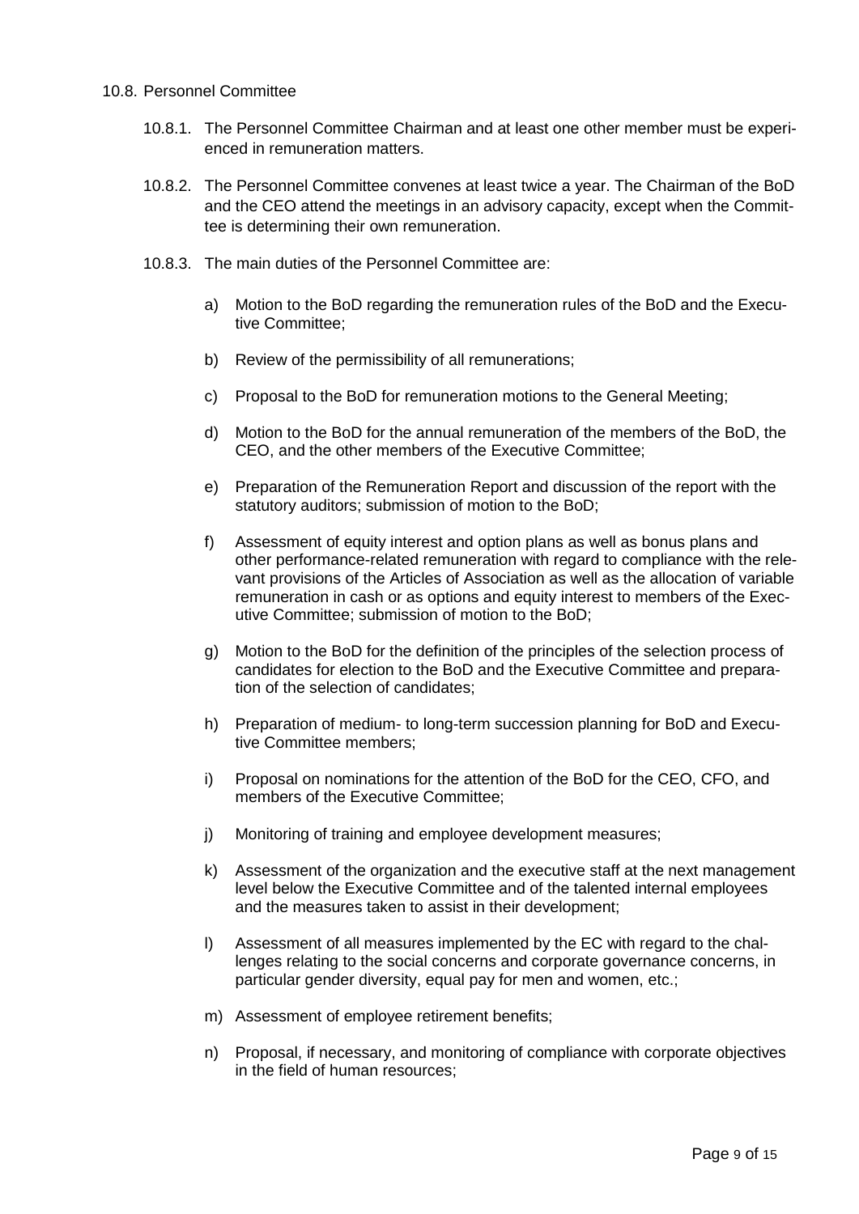## 10.8. Personnel Committee

10.8.1. The Personnel Committee Chairman and at least one other member must be experienced in remuneration matters.

10.8.2. The Personnel Committee convenes at least twice a year. The Chairman of the BoD and the CEO attend the meetings in an advisory capacity, except when the Committee is determining their own remuneration.

10.8.3. The main duties of the Personnel Committee are:

a) Motion to the BoD regarding the remuneration rules of the BoD and the Executive Committee;

b) Review of the permissibility of all remunerations;

c) Proposal to the BoD for remuneration motions to the General Meeting;

d) Motion to the BoD for the annual remuneration of the members of the BoD, the CEO, and the other members of the Executive Committee;

e) Preparation of the Remuneration Report and discussion of the report with the statutory auditors; submission of motion to the BoD;

f) Assessment of equity interest and option plans as well as bonus plans and other performance-related remuneration with regard to compliance with the relevant provisions of the Articles of Association as well as the allocation of variable remuneration in cash or as options and equity interest to members of the Executive Committee; submission of motion to the BoD;

g) Motion to the BoD for the definition of the principles of the selection process of candidates for election to the BoD and the Executive Committee and preparation of the selection of candidates;

h) Preparation of medium- to long-term succession planning for BoD and Executive Committee members;

i) Proposal on nominations for the attention of the BoD for the CEO, CFO, and members of the Executive Committee;

j) Monitoring of training and employee development measures;

k) Assessment of the organization and the executive staff at the next management level below the Executive Committee and of the talented internal employees and the measures taken to assist in their development;

l) Assessment of all measures implemented by the EC with regard to the challenges relating to the social concerns and corporate governance concerns, in particular gender diversity, equal pay for men and women, etc.;

m) Assessment of employee retirement benefits;

n) Proposal, if necessary, and monitoring of compliance with corporate objectives in the field of human resources;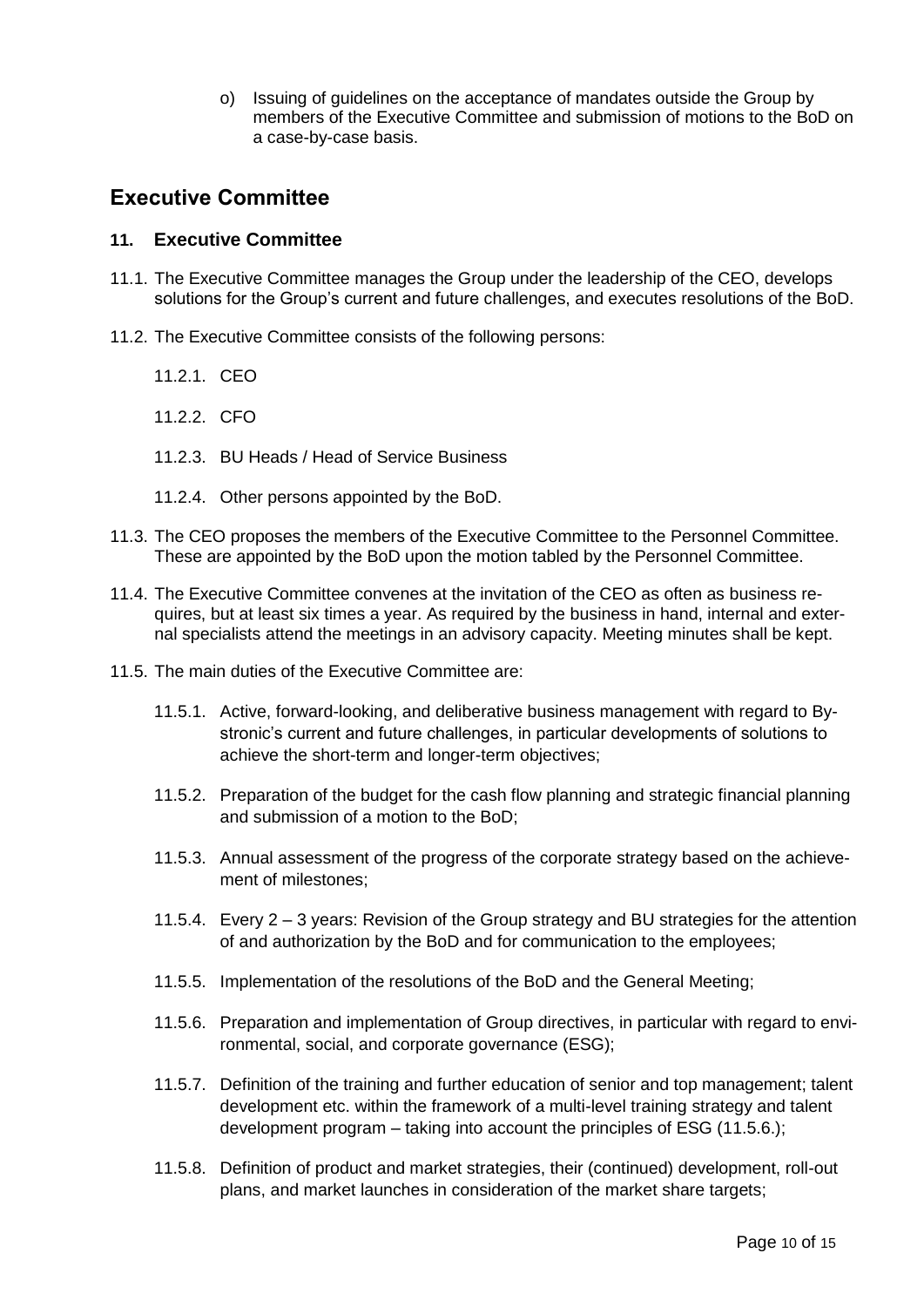o) Issuing of guidelines on the acceptance of mandates outside the Group by members of the Executive Committee and submission of motions to the BoD on a case-by-case basis.

## Executive Committee

### 11. Executive Committee

11.1. The Executive Committee manages the Group under the leadership of the CEO, develops solutions for the Group's current and future challenges, and executes resolutions of the BoD.

11.2. The Executive Committee consists of the following persons:

11.2.1. CEO

11.2.2. CFO

11.2.3. BU Heads / Head of Service Business

11.2.4. Other persons appointed by the BoD.

11.3. The CEO proposes the members of the Executive Committee to the Personnel Committee. These are appointed by the BoD upon the motion tabled by the Personnel Committee.

11.4. The Executive Committee convenes at the invitation of the CEO as often as business requires, but at least six times a year. As required by the business in hand, internal and external specialists attend the meetings in an advisory capacity. Meeting minutes shall be kept.

11.5. The main duties of the Executive Committee are:

11.5.1. Active, forward-looking, and deliberative business management with regard to Bystronic's current and future challenges, in particular developments of solutions to achieve the short-term and longer-term objectives;

11.5.2. Preparation of the budget for the cash flow planning and strategic financial planning and submission of a motion to the BoD;

11.5.3. Annual assessment of the progress of the corporate strategy based on the achievement of milestones;

11.5.4. Every 2 – 3 years: Revision of the Group strategy and BU strategies for the attention of and authorization by the BoD and for communication to the employees;

11.5.5. Implementation of the resolutions of the BoD and the General Meeting;

11.5.6. Preparation and implementation of Group directives, in particular with regard to environmental, social, and corporate governance (ESG);

11.5.7. Definition of the training and further education of senior and top management; talent development etc. within the framework of a multi-level training strategy and talent development program – taking into account the principles of ESG (11.5.6.);

11.5.8. Definition of product and market strategies, their (continued) development, roll-out plans, and market launches in consideration of the market share targets;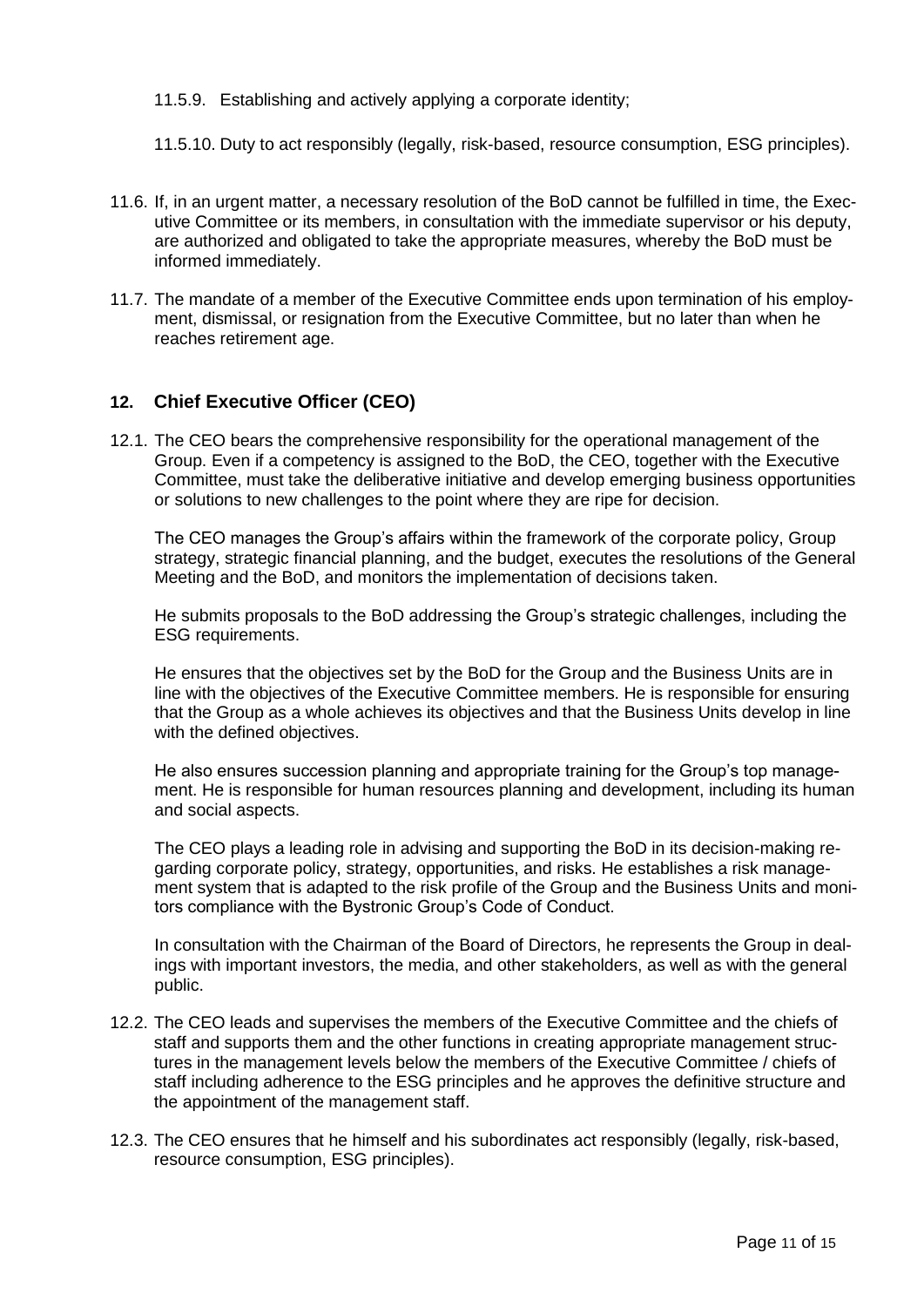11.5.9. Establishing and actively applying a corporate identity;

11.5.10. Duty to act responsibly (legally, risk-based, resource consumption, ESG principles).

11.6. If, in an urgent matter, a necessary resolution of the BoD cannot be fulfilled in time, the Executive Committee or its members, in consultation with the immediate supervisor or his deputy, are authorized and obligated to take the appropriate measures, whereby the BoD must be informed immediately.

11.7. The mandate of a member of the Executive Committee ends upon termination of his employment, dismissal, or resignation from the Executive Committee, but no later than when he reaches retirement age.

## 12. Chief Executive Officer (CEO)

12.1. The CEO bears the comprehensive responsibility for the operational management of the Group. Even if a competency is assigned to the BoD, the CEO, together with the Executive Committee, must take the deliberative initiative and develop emerging business opportunities or solutions to new challenges to the point where they are ripe for decision.

The CEO manages the Group's affairs within the framework of the corporate policy, Group strategy, strategic financial planning, and the budget, executes the resolutions of the General Meeting and the BoD, and monitors the implementation of decisions taken.

He submits proposals to the BoD addressing the Group's strategic challenges, including the ESG requirements.

He ensures that the objectives set by the BoD for the Group and the Business Units are in line with the objectives of the Executive Committee members. He is responsible for ensuring that the Group as a whole achieves its objectives and that the Business Units develop in line with the defined objectives.

He also ensures succession planning and appropriate training for the Group's top management. He is responsible for human resources planning and development, including its human and social aspects.

The CEO plays a leading role in advising and supporting the BoD in its decision-making regarding corporate policy, strategy, opportunities, and risks. He establishes a risk management system that is adapted to the risk profile of the Group and the Business Units and monitors compliance with the Bystronic Group's Code of Conduct.

In consultation with the Chairman of the Board of Directors, he represents the Group in dealings with important investors, the media, and other stakeholders, as well as with the general public.

12.2. The CEO leads and supervises the members of the Executive Committee and the chiefs of staff and supports them and the other functions in creating appropriate management structures in the management levels below the members of the Executive Committee / chiefs of staff including adherence to the ESG principles and he approves the definitive structure and the appointment of the management staff.

12.3. The CEO ensures that he himself and his subordinates act responsibly (legally, risk-based, resource consumption, ESG principles).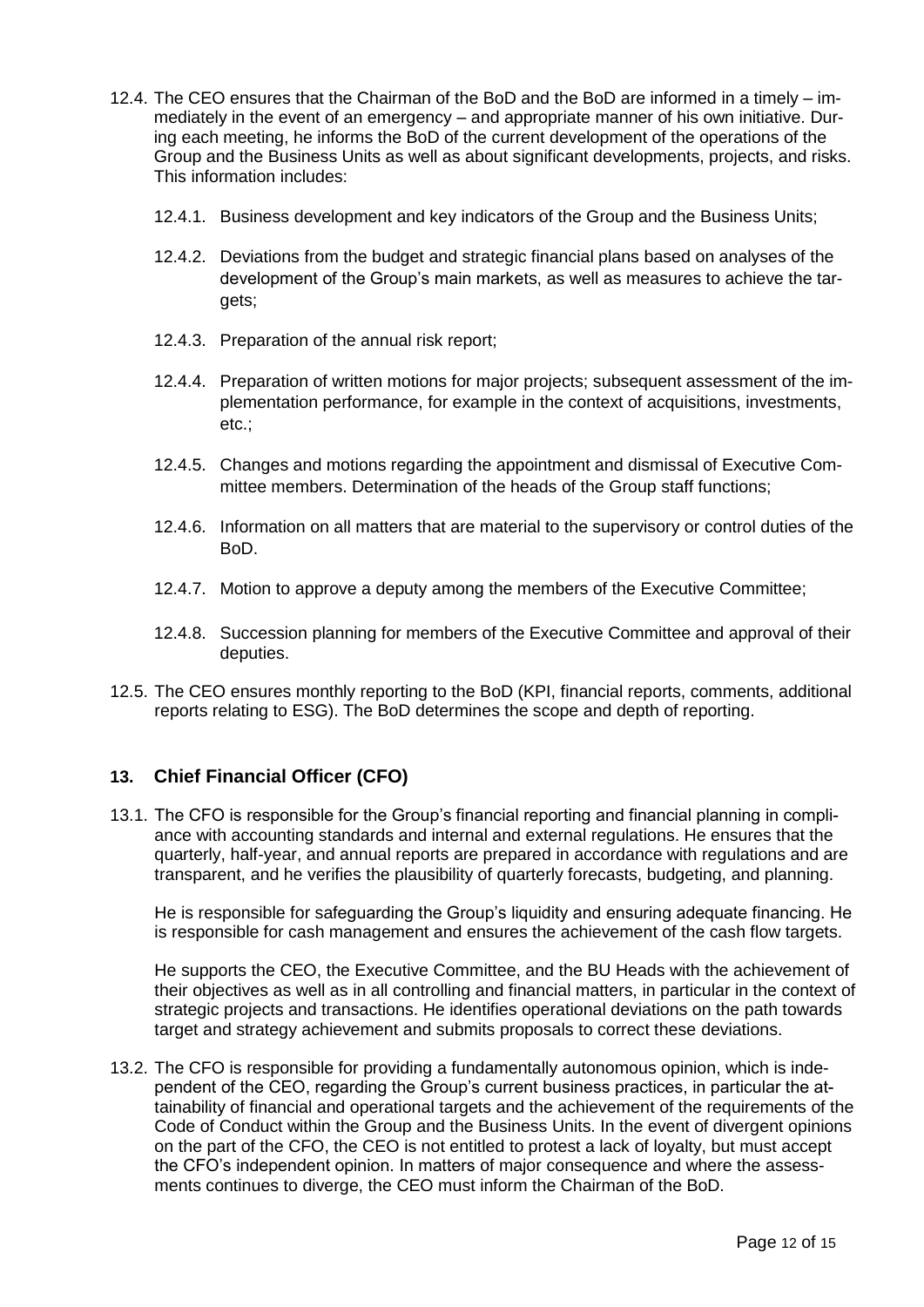12.4. The CEO ensures that the Chairman of the BoD and the BoD are informed in a timely – immediately in the event of an emergency – and appropriate manner of his own initiative. During each meeting, he informs the BoD of the current development of the operations of the Group and the Business Units as well as about significant developments, projects, and risks. This information includes:

12.4.1. Business development and key indicators of the Group and the Business Units;

12.4.2. Deviations from the budget and strategic financial plans based on analyses of the development of the Group's main markets, as well as measures to achieve the targets;

12.4.3. Preparation of the annual risk report;

12.4.4. Preparation of written motions for major projects; subsequent assessment of the implementation performance, for example in the context of acquisitions, investments, etc.;

12.4.5. Changes and motions regarding the appointment and dismissal of Executive Committee members. Determination of the heads of the Group staff functions;

12.4.6. Information on all matters that are material to the supervisory or control duties of the BoD.

12.4.7. Motion to approve a deputy among the members of the Executive Committee;

12.4.8. Succession planning for members of the Executive Committee and approval of their deputies.

12.5. The CEO ensures monthly reporting to the BoD (KPI, financial reports, comments, additional reports relating to ESG). The BoD determines the scope and depth of reporting.

## 13. Chief Financial Officer (CFO)

13.1. The CFO is responsible for the Group's financial reporting and financial planning in compliance with accounting standards and internal and external regulations. He ensures that the quarterly, half-year, and annual reports are prepared in accordance with regulations and are transparent, and he verifies the plausibility of quarterly forecasts, budgeting, and planning.

He is responsible for safeguarding the Group's liquidity and ensuring adequate financing. He is responsible for cash management and ensures the achievement of the cash flow targets.

He supports the CEO, the Executive Committee, and the BU Heads with the achievement of their objectives as well as in all controlling and financial matters, in particular in the context of strategic projects and transactions. He identifies operational deviations on the path towards target and strategy achievement and submits proposals to correct these deviations.

13.2. The CFO is responsible for providing a fundamentally autonomous opinion, which is independent of the CEO, regarding the Group's current business practices, in particular the attainability of financial and operational targets and the achievement of the requirements of the Code of Conduct within the Group and the Business Units. In the event of divergent opinions on the part of the CFO, the CEO is not entitled to protest a lack of loyalty, but must accept the CFO's independent opinion. In matters of major consequence and where the assessments continues to diverge, the CEO must inform the Chairman of the BoD.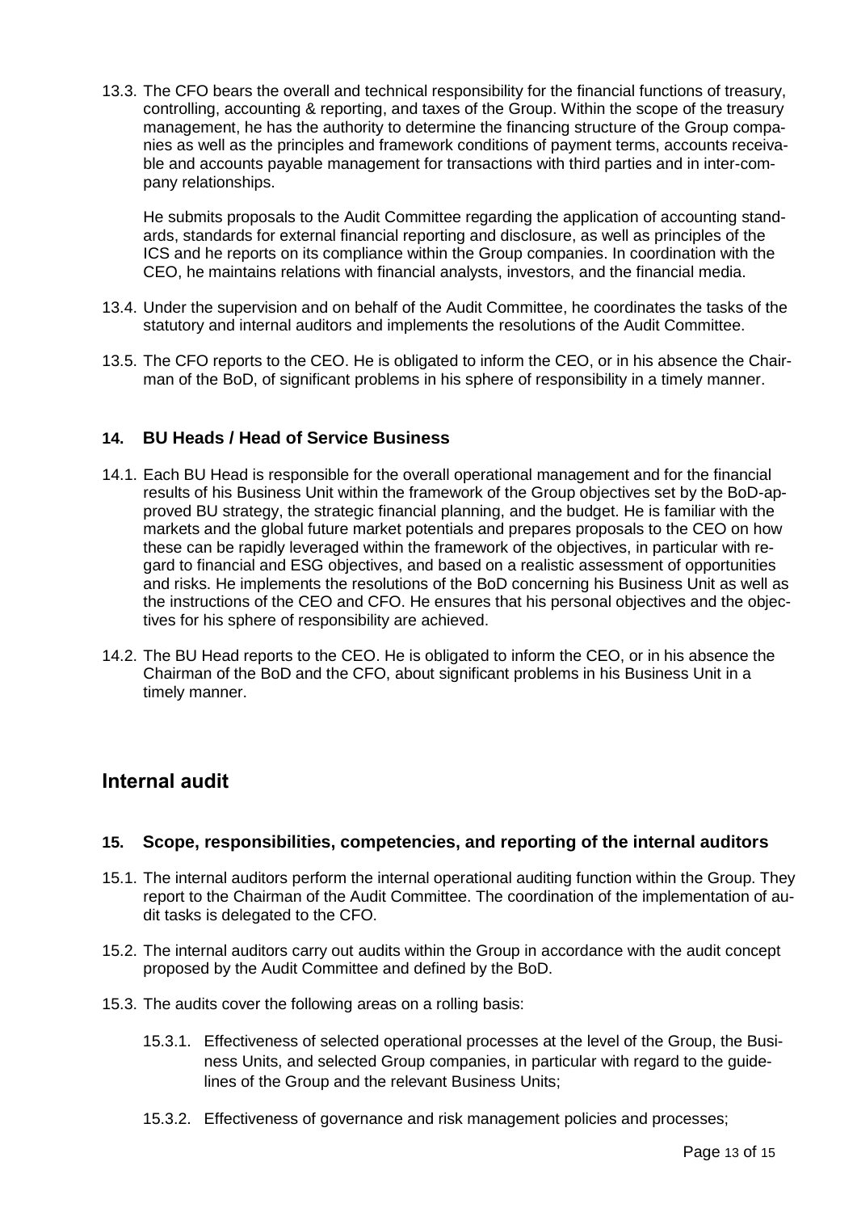13.3. The CFO bears the overall and technical responsibility for the financial functions of treasury, controlling, accounting & reporting, and taxes of the Group. Within the scope of the treasury management, he has the authority to determine the financing structure of the Group companies as well as the principles and framework conditions of payment terms, accounts receivable and accounts payable management for transactions with third parties and in inter-company relationships.

He submits proposals to the Audit Committee regarding the application of accounting standards, standards for external financial reporting and disclosure, as well as principles of the ICS and he reports on its compliance within the Group companies. In coordination with the CEO, he maintains relations with financial analysts, investors, and the financial media.

13.4. Under the supervision and on behalf of the Audit Committee, he coordinates the tasks of the statutory and internal auditors and implements the resolutions of the Audit Committee.

13.5. The CFO reports to the CEO. He is obligated to inform the CEO, or in his absence the Chairman of the BoD, of significant problems in his sphere of responsibility in a timely manner.

### 14. BU Heads / Head of Service Business

14.1. Each BU Head is responsible for the overall operational management and for the financial results of his Business Unit within the framework of the Group objectives set by the BoD-approved BU strategy, the strategic financial planning, and the budget. He is familiar with the markets and the global future market potentials and prepares proposals to the CEO on how these can be rapidly leveraged within the framework of the objectives, in particular with regard to financial and ESG objectives, and based on a realistic assessment of opportunities and risks. He implements the resolutions of the BoD concerning his Business Unit as well as the instructions of the CEO and CFO. He ensures that his personal objectives and the objectives for his sphere of responsibility are achieved.

14.2. The BU Head reports to the CEO. He is obligated to inform the CEO, or in his absence the Chairman of the BoD and the CFO, about significant problems in his Business Unit in a timely manner.

## Internal audit

### 15. Scope, responsibilities, competencies, and reporting of the internal auditors

15.1. The internal auditors perform the internal operational auditing function within the Group. They report to the Chairman of the Audit Committee. The coordination of the implementation of audit tasks is delegated to the CFO.

15.2. The internal auditors carry out audits within the Group in accordance with the audit concept proposed by the Audit Committee and defined by the BoD.

15.3. The audits cover the following areas on a rolling basis:

15.3.1. Effectiveness of selected operational processes at the level of the Group, the Business Units, and selected Group companies, in particular with regard to the guidelines of the Group and the relevant Business Units;

15.3.2. Effectiveness of governance and risk management policies and processes;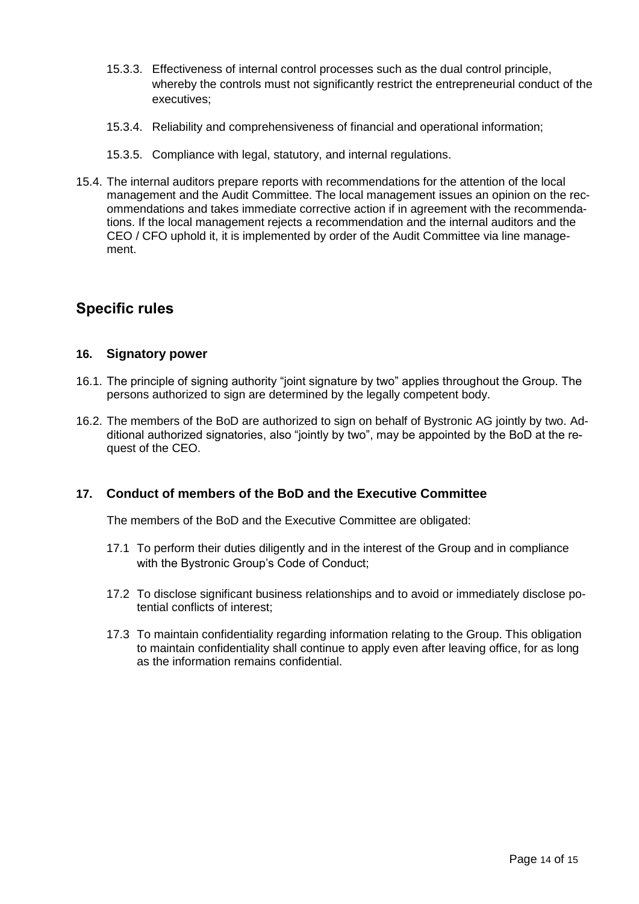15.3.3. Effectiveness of internal control processes such as the dual control principle, whereby the controls must not significantly restrict the entrepreneurial conduct of the executives;

15.3.4. Reliability and comprehensiveness of financial and operational information;

15.3.5. Compliance with legal, statutory, and internal regulations.

15.4. The internal auditors prepare reports with recommendations for the attention of the local management and the Audit Committee. The local management issues an opinion on the recommendations and takes immediate corrective action if in agreement with the recommendations. If the local management rejects a recommendation and the internal auditors and the CEO / CFO uphold it, it is implemented by order of the Audit Committee via line management.

## Specific rules

### 16. Signatory power

16.1. The principle of signing authority "joint signature by two" applies throughout the Group. The persons authorized to sign are determined by the legally competent body.

16.2. The members of the BoD are authorized to sign on behalf of Bystronic AG jointly by two. Additional authorized signatories, also "jointly by two", may be appointed by the BoD at the request of the CEO.

### 17. Conduct of members of the BoD and the Executive Committee

The members of the BoD and the Executive Committee are obligated:

17.1 To perform their duties diligently and in the interest of the Group and in compliance with the Bystronic Group's Code of Conduct;

17.2 To disclose significant business relationships and to avoid or immediately disclose potential conflicts of interest;

17.3 To maintain confidentiality regarding information relating to the Group. This obligation to maintain confidentiality shall continue to apply even after leaving office, for as long as the information remains confidential.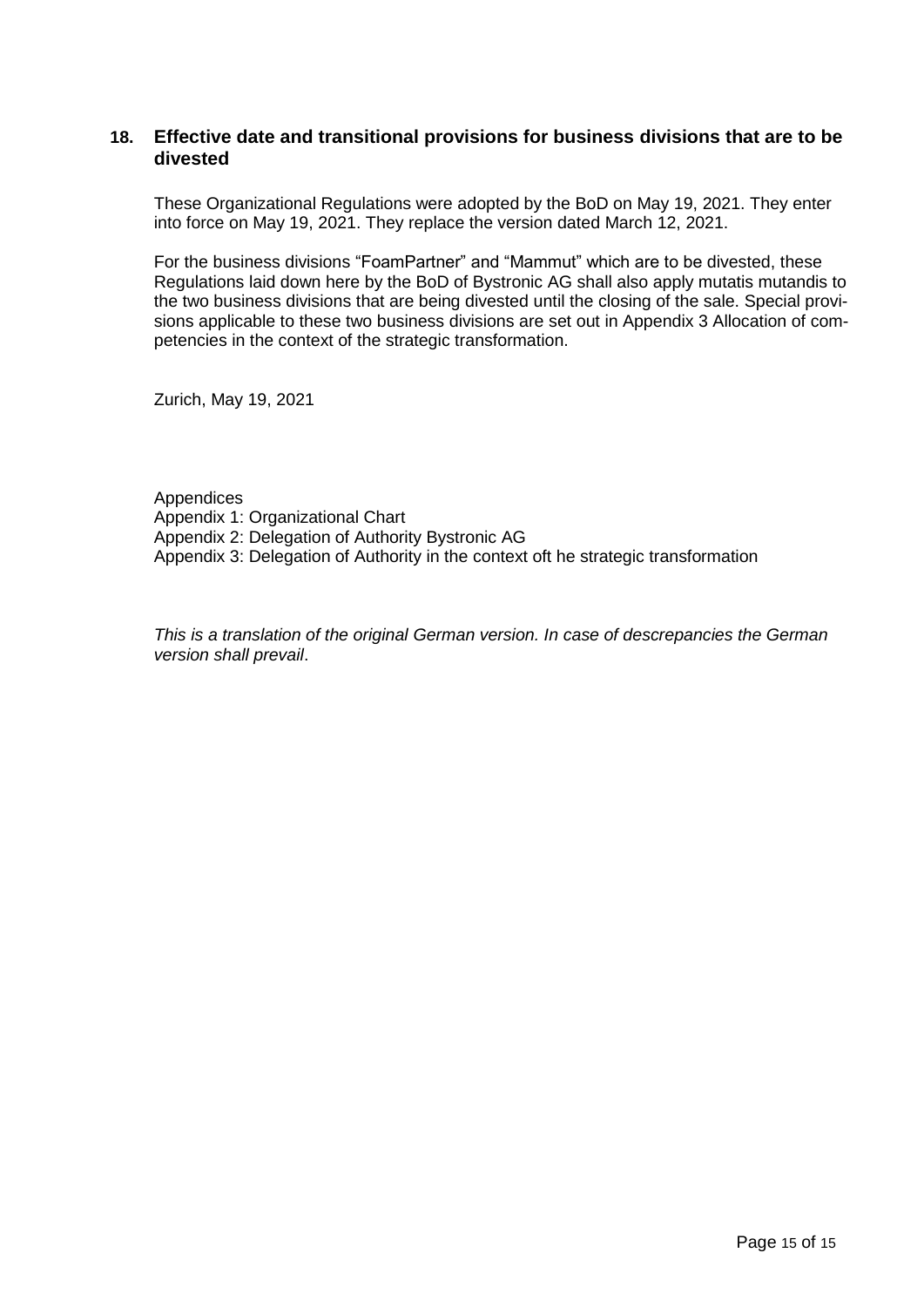## 18. Effective date and transitional provisions for business divisions that are to be divested

These Organizational Regulations were adopted by the BoD on May 19, 2021. They enter into force on May 19, 2021. They replace the version dated March 12, 2021.

For the business divisions "FoamPartner" and "Mammut" which are to be divested, these Regulations laid down here by the BoD of Bystronic AG shall also apply mutatis mutandis to the two business divisions that are being divested until the closing of the sale. Special provisions applicable to these two business divisions are set out in Appendix 3 Allocation of competencies in the context of the strategic transformation.

Zurich, May 19, 2021

Appendices
Appendix 1: Organizational Chart
Appendix 2: Delegation of Authority Bystronic AG
Appendix 3: Delegation of Authority in the context oft he strategic transformation

*This is a translation of the original German version. In case of descrepancies the German version shall prevail*.